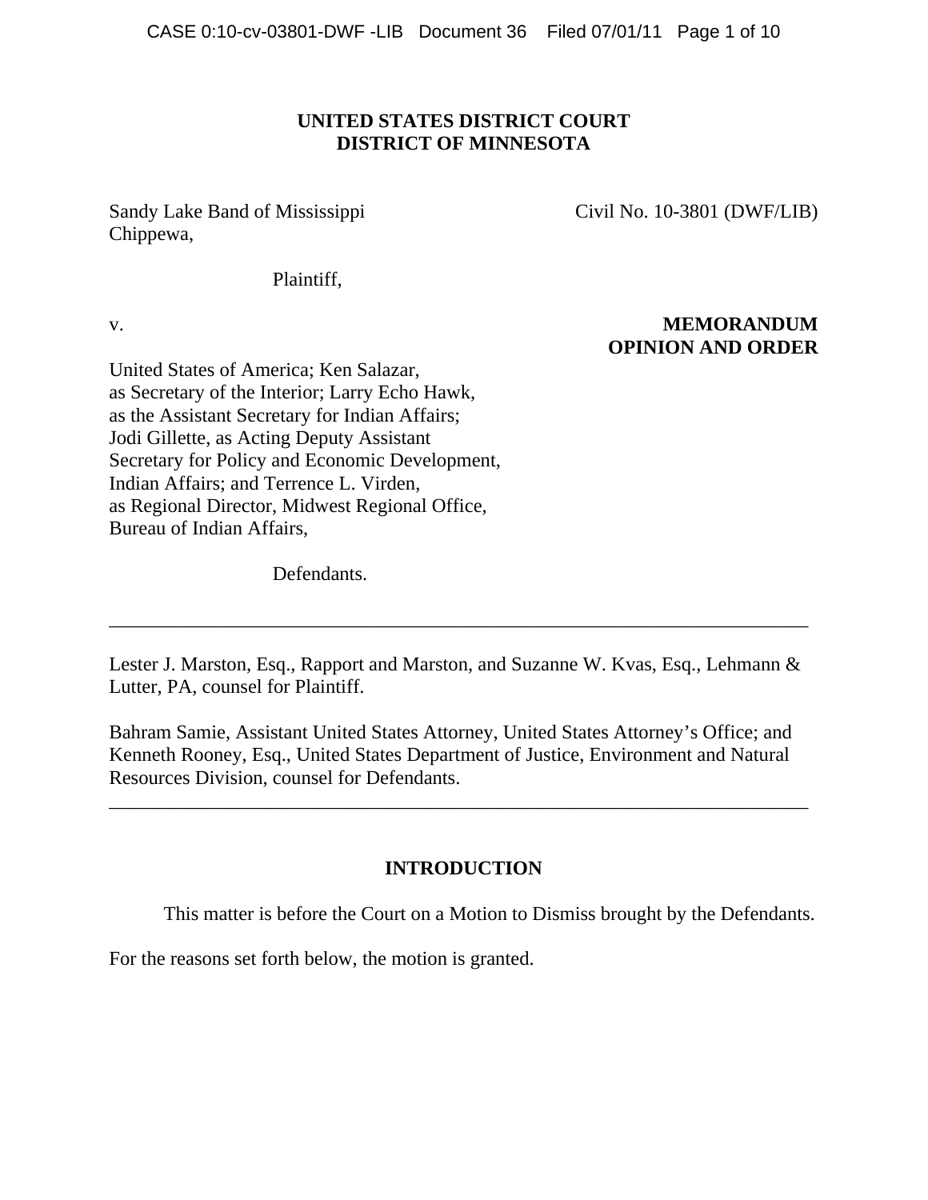**UNITED STATES DISTRICT COURT**
**DISTRICT OF MINNESOTA**

Sandy Lake Band of Mississippi Chippewa,

Plaintiff,

v.

United States of America; Ken Salazar, as Secretary of the Interior; Larry Echo Hawk, as the Assistant Secretary for Indian Affairs; Jodi Gillette, as Acting Deputy Assistant Secretary for Policy and Economic Development, Indian Affairs; and Terrence L. Virden, as Regional Director, Midwest Regional Office, Bureau of Indian Affairs,

Defendants.

Civil No. 10-3801 (DWF/LIB)

**MEMORANDUM OPINION AND ORDER**

---

Lester J. Marston, Esq., Rapport and Marston, and Suzanne W. Kvas, Esq., Lehmann & Lutter, PA, counsel for Plaintiff.

Bahram Samie, Assistant United States Attorney, United States Attorney's Office; and Kenneth Rooney, Esq., United States Department of Justice, Environment and Natural Resources Division, counsel for Defendants.

---

## INTRODUCTION

This matter is before the Court on a Motion to Dismiss brought by the Defendants. For the reasons set forth below, the motion is granted.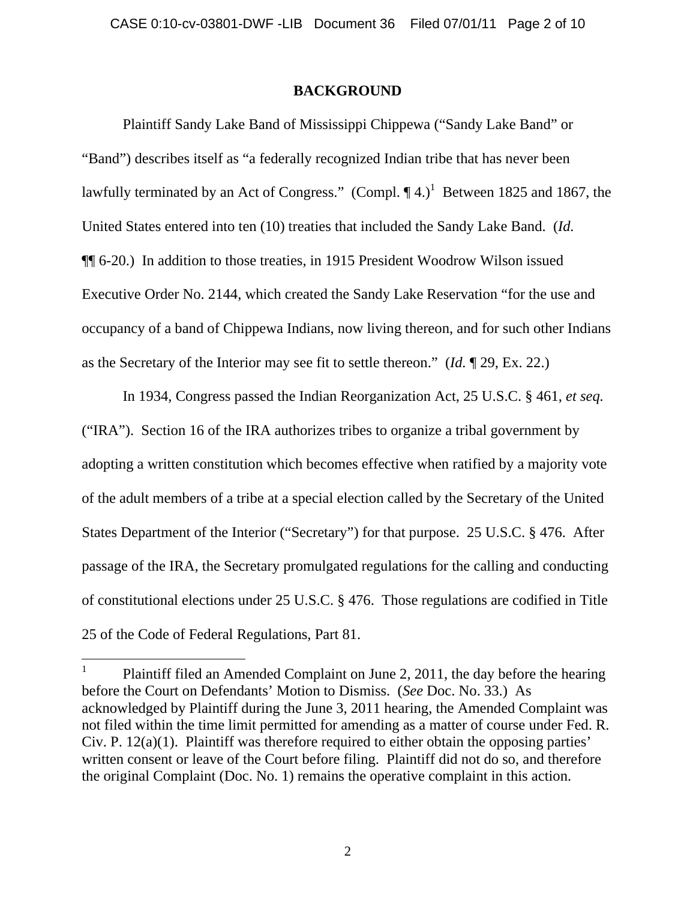## BACKGROUND

Plaintiff Sandy Lake Band of Mississippi Chippewa ("Sandy Lake Band" or "Band") describes itself as "a federally recognized Indian tribe that has never been lawfully terminated by an Act of Congress." (Compl. ¶ 4.)[1] Between 1825 and 1867, the United States entered into ten (10) treaties that included the Sandy Lake Band. (*Id.* ¶¶ 6-20.) In addition to those treaties, in 1915 President Woodrow Wilson issued Executive Order No. 2144, which created the Sandy Lake Reservation "for the use and occupancy of a band of Chippewa Indians, now living thereon, and for such other Indians as the Secretary of the Interior may see fit to settle thereon." (*Id.* ¶ 29, Ex. 22.)

In 1934, Congress passed the Indian Reorganization Act, 25 U.S.C. § 461, *et seq.* ("IRA"). Section 16 of the IRA authorizes tribes to organize a tribal government by adopting a written constitution which becomes effective when ratified by a majority vote of the adult members of a tribe at a special election called by the Secretary of the United States Department of the Interior ("Secretary") for that purpose. 25 U.S.C. § 476. After passage of the IRA, the Secretary promulgated regulations for the calling and conducting of constitutional elections under 25 U.S.C. § 476. Those regulations are codified in Title 25 of the Code of Federal Regulations, Part 81.

---

[1] Plaintiff filed an Amended Complaint on June 2, 2011, the day before the hearing before the Court on Defendants' Motion to Dismiss. (*See* Doc. No. 33.) As acknowledged by Plaintiff during the June 3, 2011 hearing, the Amended Complaint was not filed within the time limit permitted for amending as a matter of course under Fed. R. Civ. P. 12(a)(1). Plaintiff was therefore required to either obtain the opposing parties' written consent or leave of the Court before filing. Plaintiff did not do so, and therefore the original Complaint (Doc. No. 1) remains the operative complaint in this action.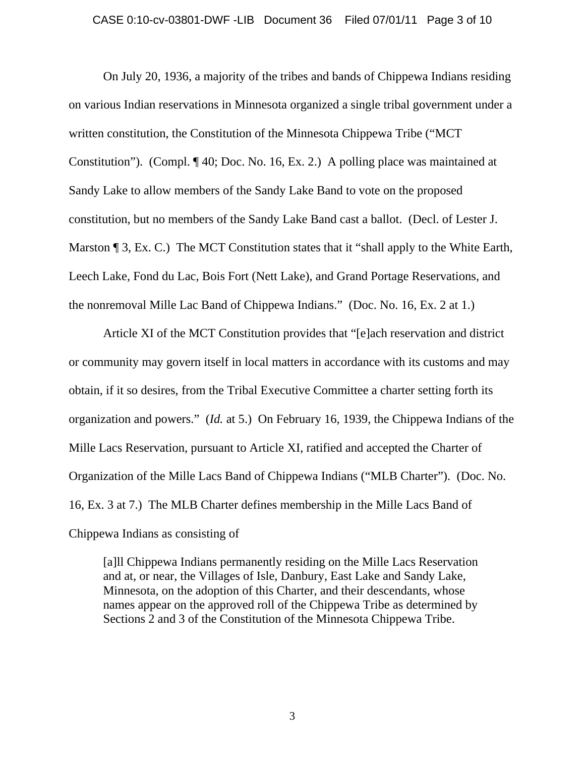On July 20, 1936, a majority of the tribes and bands of Chippewa Indians residing on various Indian reservations in Minnesota organized a single tribal government under a written constitution, the Constitution of the Minnesota Chippewa Tribe ("MCT Constitution"). (Compl. ¶ 40; Doc. No. 16, Ex. 2.) A polling place was maintained at Sandy Lake to allow members of the Sandy Lake Band to vote on the proposed constitution, but no members of the Sandy Lake Band cast a ballot. (Decl. of Lester J. Marston ¶ 3, Ex. C.) The MCT Constitution states that it "shall apply to the White Earth, Leech Lake, Fond du Lac, Bois Fort (Nett Lake), and Grand Portage Reservations, and the nonremoval Mille Lac Band of Chippewa Indians." (Doc. No. 16, Ex. 2 at 1.)

Article XI of the MCT Constitution provides that "[e]ach reservation and district or community may govern itself in local matters in accordance with its customs and may obtain, if it so desires, from the Tribal Executive Committee a charter setting forth its organization and powers." (*Id.* at 5.) On February 16, 1939, the Chippewa Indians of the Mille Lacs Reservation, pursuant to Article XI, ratified and accepted the Charter of Organization of the Mille Lacs Band of Chippewa Indians ("MLB Charter"). (Doc. No. 16, Ex. 3 at 7.) The MLB Charter defines membership in the Mille Lacs Band of Chippewa Indians as consisting of

> [a]ll Chippewa Indians permanently residing on the Mille Lacs Reservation and at, or near, the Villages of Isle, Danbury, East Lake and Sandy Lake, Minnesota, on the adoption of this Charter, and their descendants, whose names appear on the approved roll of the Chippewa Tribe as determined by Sections 2 and 3 of the Constitution of the Minnesota Chippewa Tribe.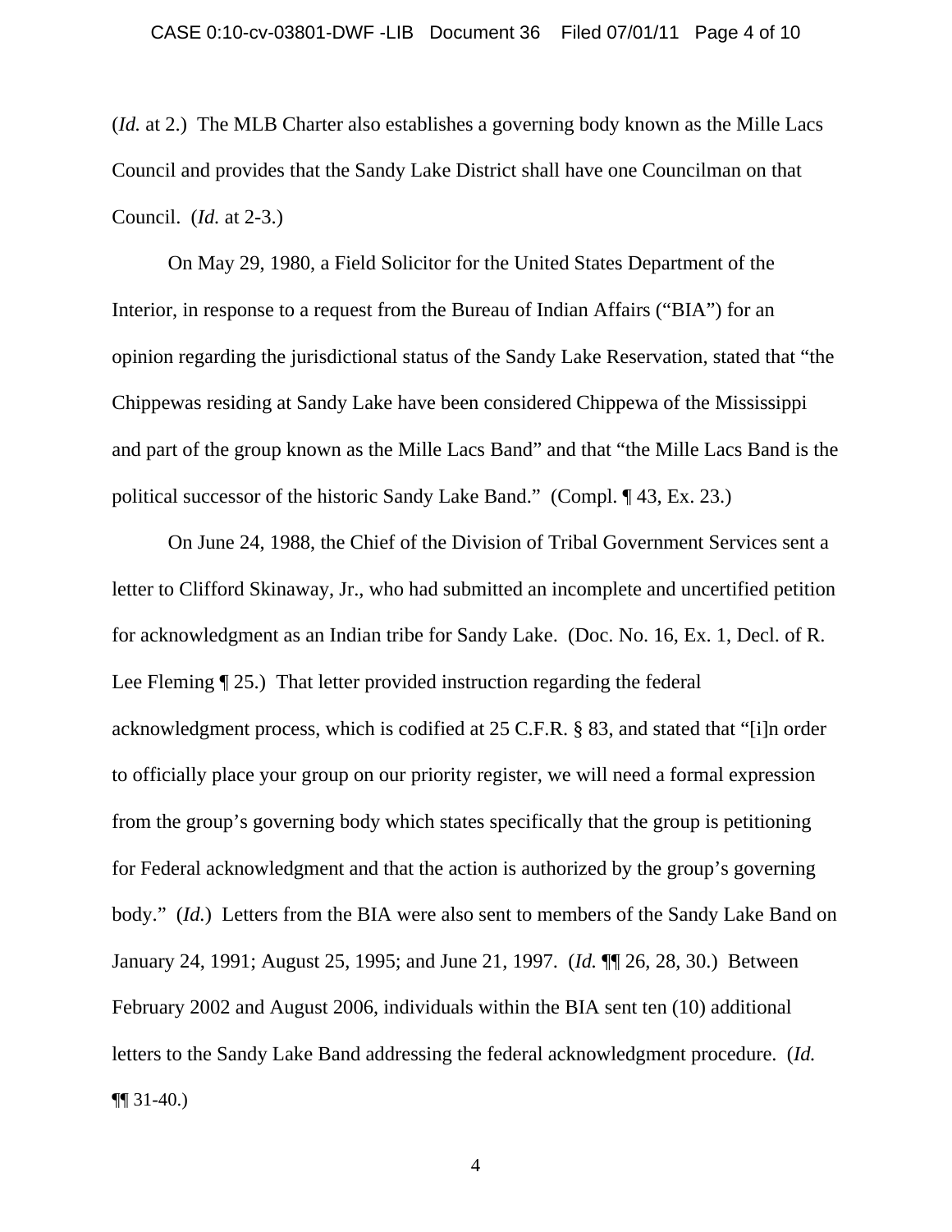(*Id.* at 2.) The MLB Charter also establishes a governing body known as the Mille Lacs Council and provides that the Sandy Lake District shall have one Councilman on that Council. (*Id.* at 2-3.)

On May 29, 1980, a Field Solicitor for the United States Department of the Interior, in response to a request from the Bureau of Indian Affairs ("BIA") for an opinion regarding the jurisdictional status of the Sandy Lake Reservation, stated that "the Chippewas residing at Sandy Lake have been considered Chippewa of the Mississippi and part of the group known as the Mille Lacs Band" and that "the Mille Lacs Band is the political successor of the historic Sandy Lake Band." (Compl. ¶ 43, Ex. 23.)

On June 24, 1988, the Chief of the Division of Tribal Government Services sent a letter to Clifford Skinaway, Jr., who had submitted an incomplete and uncertified petition for acknowledgment as an Indian tribe for Sandy Lake. (Doc. No. 16, Ex. 1, Decl. of R. Lee Fleming ¶ 25.) That letter provided instruction regarding the federal acknowledgment process, which is codified at 25 C.F.R. § 83, and stated that "[i]n order to officially place your group on our priority register, we will need a formal expression from the group's governing body which states specifically that the group is petitioning for Federal acknowledgment and that the action is authorized by the group's governing body." (*Id.*) Letters from the BIA were also sent to members of the Sandy Lake Band on January 24, 1991; August 25, 1995; and June 21, 1997. (*Id.* ¶¶ 26, 28, 30.) Between February 2002 and August 2006, individuals within the BIA sent ten (10) additional letters to the Sandy Lake Band addressing the federal acknowledgment procedure. (*Id.* ¶¶ 31-40.)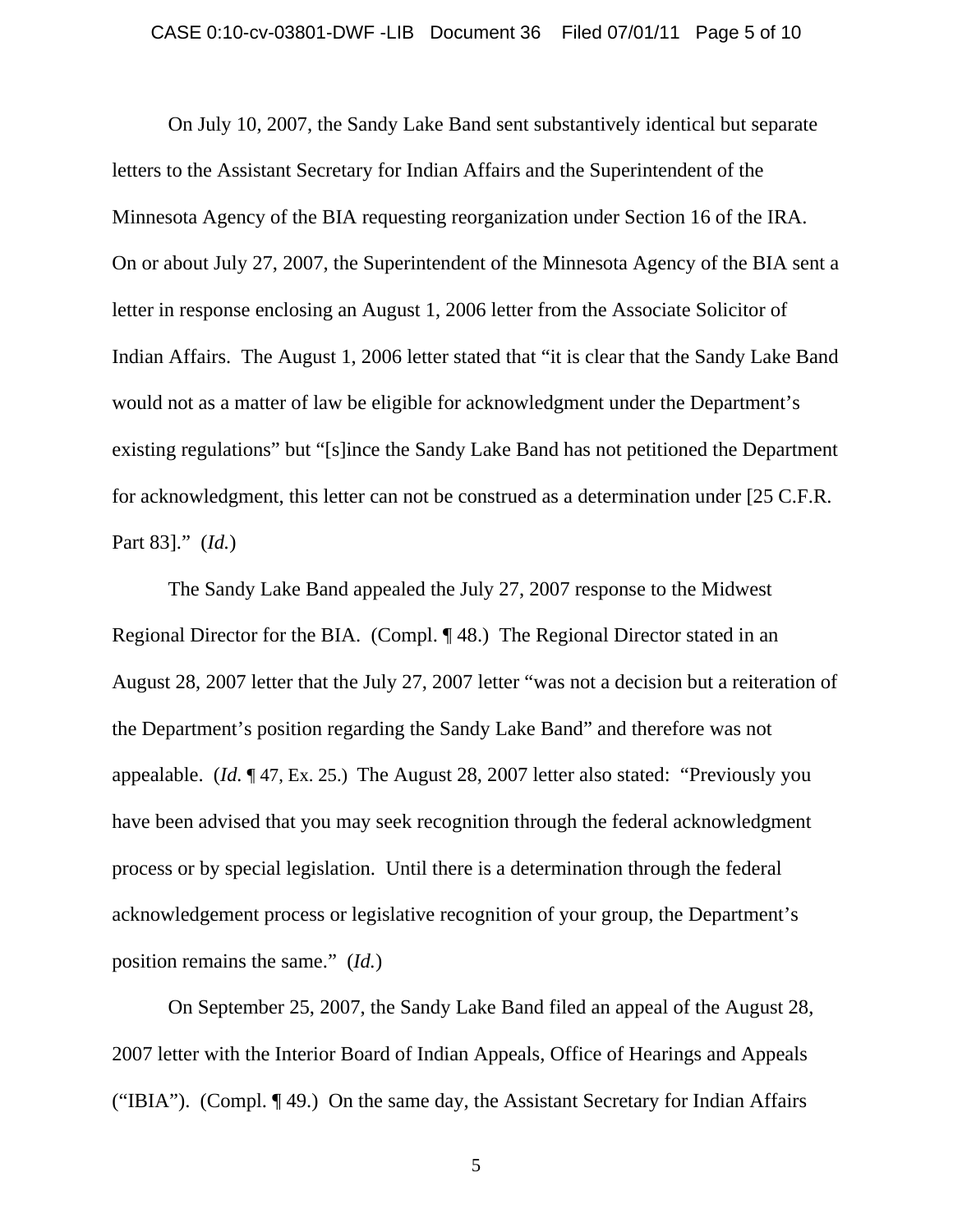On July 10, 2007, the Sandy Lake Band sent substantively identical but separate letters to the Assistant Secretary for Indian Affairs and the Superintendent of the Minnesota Agency of the BIA requesting reorganization under Section 16 of the IRA. On or about July 27, 2007, the Superintendent of the Minnesota Agency of the BIA sent a letter in response enclosing an August 1, 2006 letter from the Associate Solicitor of Indian Affairs. The August 1, 2006 letter stated that "it is clear that the Sandy Lake Band would not as a matter of law be eligible for acknowledgment under the Department's existing regulations" but "[s]ince the Sandy Lake Band has not petitioned the Department for acknowledgment, this letter can not be construed as a determination under [25 C.F.R. Part 83]." (*Id.*)

The Sandy Lake Band appealed the July 27, 2007 response to the Midwest Regional Director for the BIA. (Compl. ¶ 48.) The Regional Director stated in an August 28, 2007 letter that the July 27, 2007 letter "was not a decision but a reiteration of the Department's position regarding the Sandy Lake Band" and therefore was not appealable. (*Id.* ¶ 47, Ex. 25.) The August 28, 2007 letter also stated: "Previously you have been advised that you may seek recognition through the federal acknowledgment process or by special legislation. Until there is a determination through the federal acknowledgement process or legislative recognition of your group, the Department's position remains the same." (*Id.*)

On September 25, 2007, the Sandy Lake Band filed an appeal of the August 28, 2007 letter with the Interior Board of Indian Appeals, Office of Hearings and Appeals ("IBIA"). (Compl. ¶ 49.) On the same day, the Assistant Secretary for Indian Affairs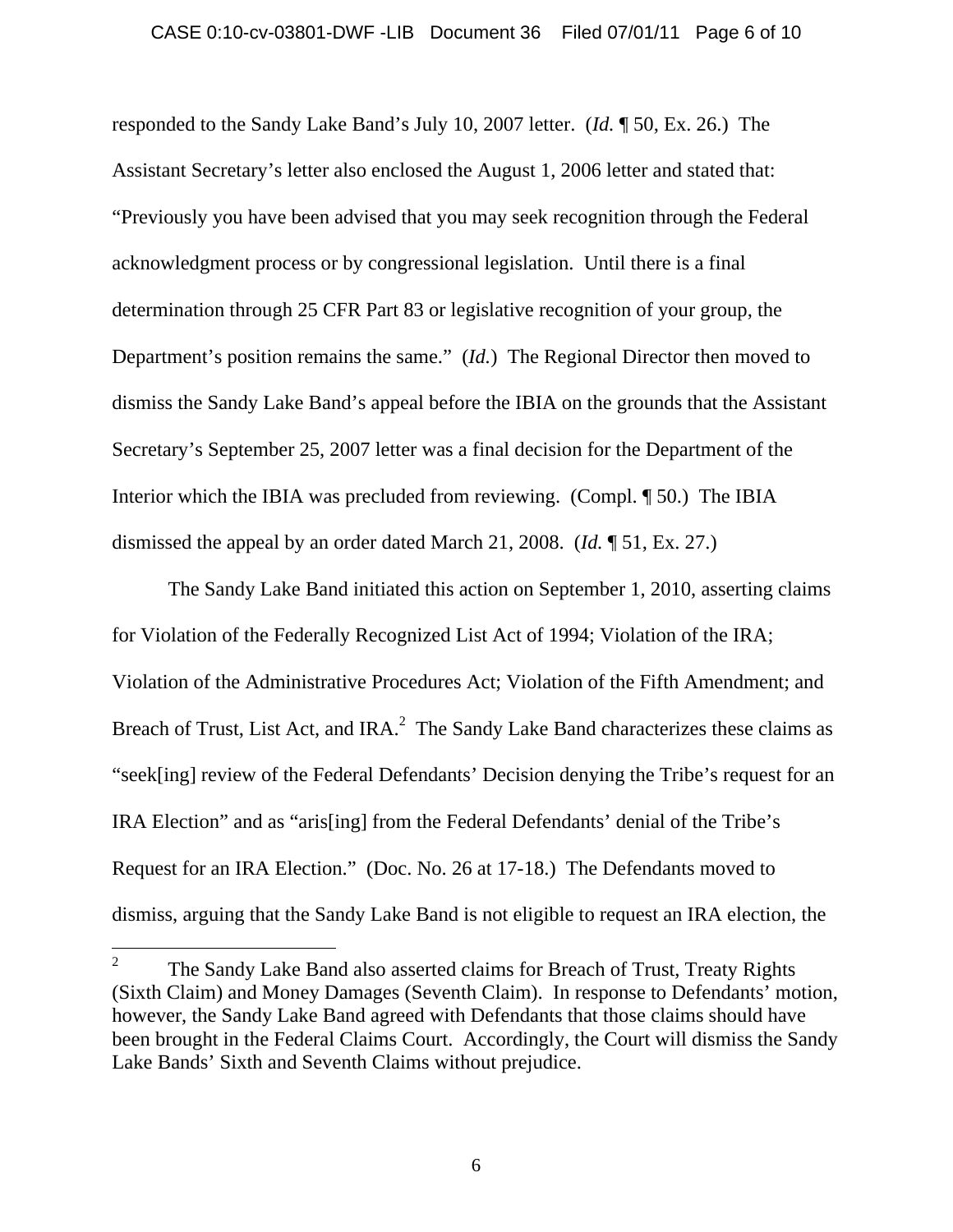responded to the Sandy Lake Band's July 10, 2007 letter. (*Id.* ¶ 50, Ex. 26.) The Assistant Secretary's letter also enclosed the August 1, 2006 letter and stated that: "Previously you have been advised that you may seek recognition through the Federal acknowledgment process or by congressional legislation. Until there is a final determination through 25 CFR Part 83 or legislative recognition of your group, the Department's position remains the same." (*Id.*) The Regional Director then moved to dismiss the Sandy Lake Band's appeal before the IBIA on the grounds that the Assistant Secretary's September 25, 2007 letter was a final decision for the Department of the Interior which the IBIA was precluded from reviewing. (Compl. ¶ 50.) The IBIA dismissed the appeal by an order dated March 21, 2008. (*Id.* ¶ 51, Ex. 27.)

The Sandy Lake Band initiated this action on September 1, 2010, asserting claims for Violation of the Federally Recognized List Act of 1994; Violation of the IRA; Violation of the Administrative Procedures Act; Violation of the Fifth Amendment; and Breach of Trust, List Act, and IRA.[2] The Sandy Lake Band characterizes these claims as "seek[ing] review of the Federal Defendants' Decision denying the Tribe's request for an IRA Election" and as "aris[ing] from the Federal Defendants' denial of the Tribe's Request for an IRA Election." (Doc. No. 26 at 17-18.) The Defendants moved to dismiss, arguing that the Sandy Lake Band is not eligible to request an IRA election, the

---

[2] The Sandy Lake Band also asserted claims for Breach of Trust, Treaty Rights (Sixth Claim) and Money Damages (Seventh Claim). In response to Defendants' motion, however, the Sandy Lake Band agreed with Defendants that those claims should have been brought in the Federal Claims Court. Accordingly, the Court will dismiss the Sandy Lake Bands' Sixth and Seventh Claims without prejudice.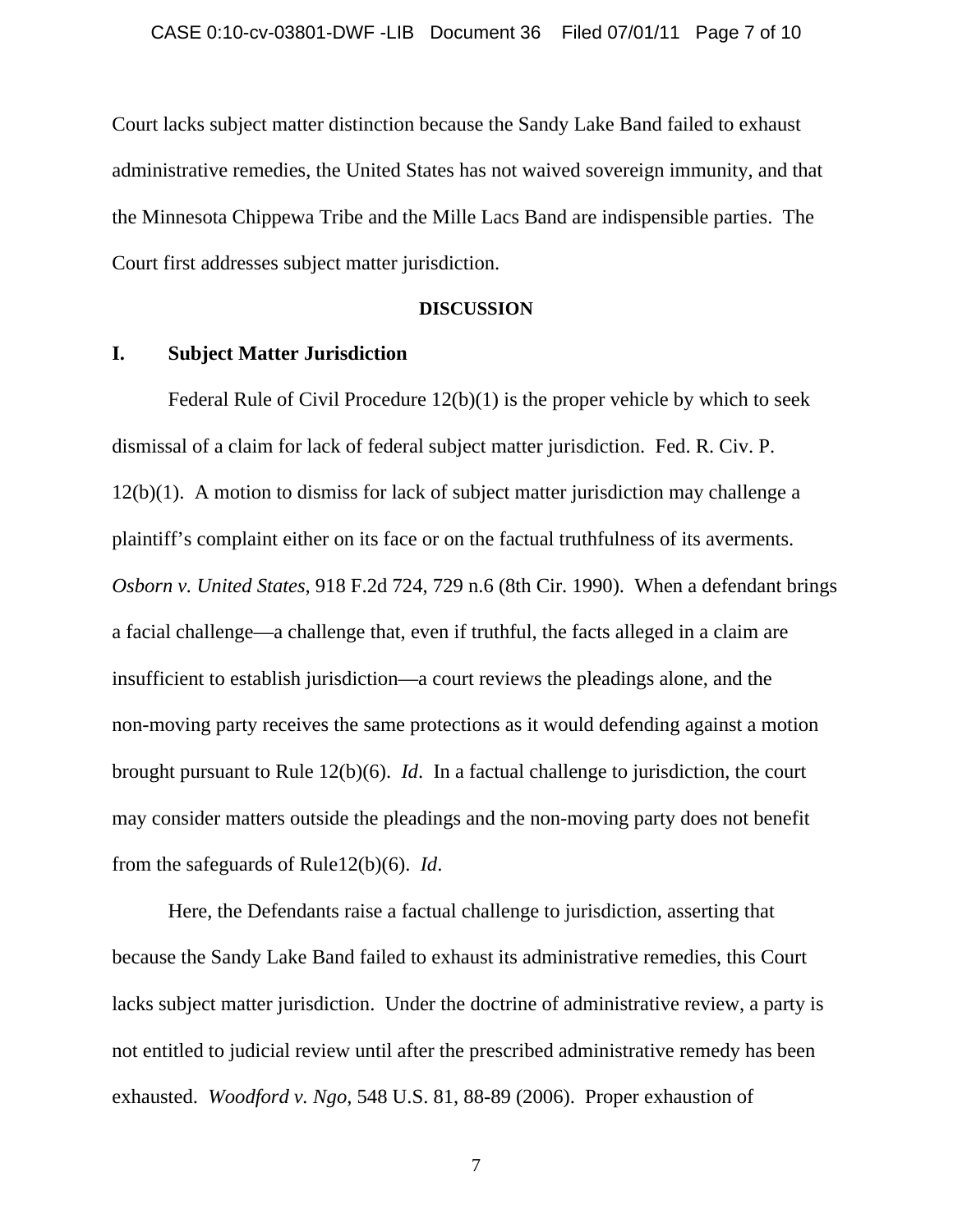Court lacks subject matter distinction because the Sandy Lake Band failed to exhaust administrative remedies, the United States has not waived sovereign immunity, and that the Minnesota Chippewa Tribe and the Mille Lacs Band are indispensible parties. The Court first addresses subject matter jurisdiction.

**DISCUSSION**

## I. Subject Matter Jurisdiction

Federal Rule of Civil Procedure 12(b)(1) is the proper vehicle by which to seek dismissal of a claim for lack of federal subject matter jurisdiction. Fed. R. Civ. P. 12(b)(1). A motion to dismiss for lack of subject matter jurisdiction may challenge a plaintiff's complaint either on its face or on the factual truthfulness of its averments. *Osborn v. United States*, 918 F.2d 724, 729 n.6 (8th Cir. 1990). When a defendant brings a facial challenge—a challenge that, even if truthful, the facts alleged in a claim are insufficient to establish jurisdiction—a court reviews the pleadings alone, and the non-moving party receives the same protections as it would defending against a motion brought pursuant to Rule 12(b)(6). *Id*. In a factual challenge to jurisdiction, the court may consider matters outside the pleadings and the non-moving party does not benefit from the safeguards of Rule12(b)(6). *Id*.

Here, the Defendants raise a factual challenge to jurisdiction, asserting that because the Sandy Lake Band failed to exhaust its administrative remedies, this Court lacks subject matter jurisdiction. Under the doctrine of administrative review, a party is not entitled to judicial review until after the prescribed administrative remedy has been exhausted. *Woodford v. Ngo*, 548 U.S. 81, 88-89 (2006). Proper exhaustion of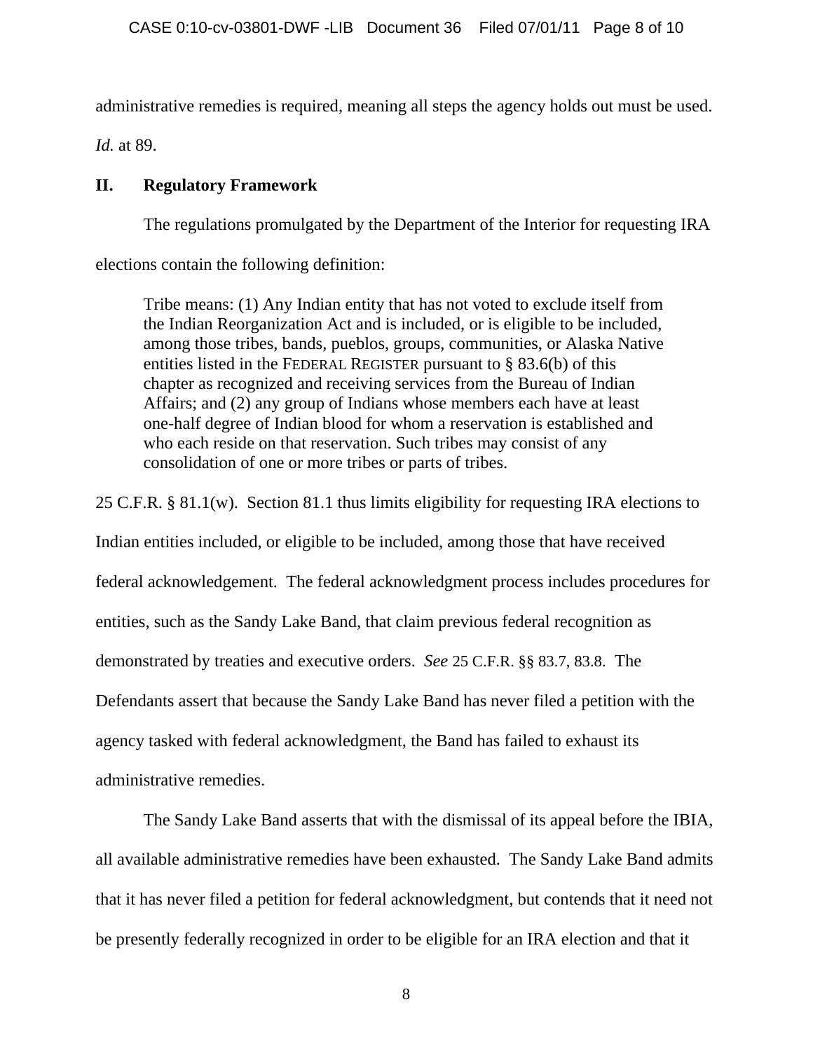administrative remedies is required, meaning all steps the agency holds out must be used. *Id.* at 89.

## II. Regulatory Framework

The regulations promulgated by the Department of the Interior for requesting IRA elections contain the following definition:

> Tribe means: (1) Any Indian entity that has not voted to exclude itself from the Indian Reorganization Act and is included, or is eligible to be included, among those tribes, bands, pueblos, groups, communities, or Alaska Native entities listed in the FEDERAL REGISTER pursuant to § 83.6(b) of this chapter as recognized and receiving services from the Bureau of Indian Affairs; and (2) any group of Indians whose members each have at least one-half degree of Indian blood for whom a reservation is established and who each reside on that reservation. Such tribes may consist of any consolidation of one or more tribes or parts of tribes.

25 C.F.R. § 81.1(w). Section 81.1 thus limits eligibility for requesting IRA elections to Indian entities included, or eligible to be included, among those that have received federal acknowledgement. The federal acknowledgment process includes procedures for entities, such as the Sandy Lake Band, that claim previous federal recognition as demonstrated by treaties and executive orders. *See* 25 C.F.R. §§ 83.7, 83.8. The Defendants assert that because the Sandy Lake Band has never filed a petition with the agency tasked with federal acknowledgment, the Band has failed to exhaust its administrative remedies.

The Sandy Lake Band asserts that with the dismissal of its appeal before the IBIA, all available administrative remedies have been exhausted. The Sandy Lake Band admits that it has never filed a petition for federal acknowledgment, but contends that it need not be presently federally recognized in order to be eligible for an IRA election and that it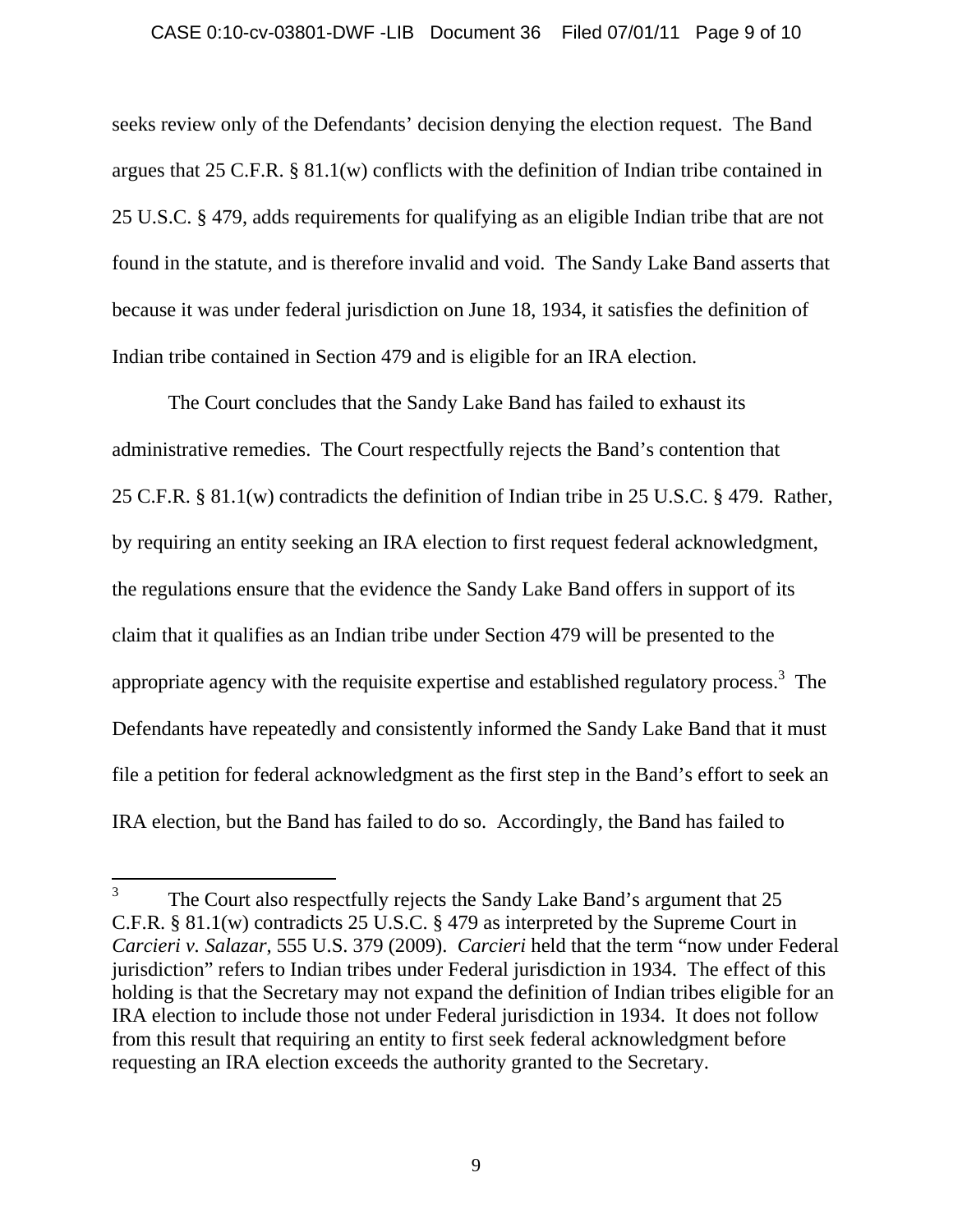seeks review only of the Defendants' decision denying the election request. The Band argues that 25 C.F.R. § 81.1(w) conflicts with the definition of Indian tribe contained in 25 U.S.C. § 479, adds requirements for qualifying as an eligible Indian tribe that are not found in the statute, and is therefore invalid and void. The Sandy Lake Band asserts that because it was under federal jurisdiction on June 18, 1934, it satisfies the definition of Indian tribe contained in Section 479 and is eligible for an IRA election.

The Court concludes that the Sandy Lake Band has failed to exhaust its administrative remedies. The Court respectfully rejects the Band's contention that 25 C.F.R. § 81.1(w) contradicts the definition of Indian tribe in 25 U.S.C. § 479. Rather, by requiring an entity seeking an IRA election to first request federal acknowledgment, the regulations ensure that the evidence the Sandy Lake Band offers in support of its claim that it qualifies as an Indian tribe under Section 479 will be presented to the appropriate agency with the requisite expertise and established regulatory process.[3] The Defendants have repeatedly and consistently informed the Sandy Lake Band that it must file a petition for federal acknowledgment as the first step in the Band's effort to seek an IRA election, but the Band has failed to do so. Accordingly, the Band has failed to

---

[3] The Court also respectfully rejects the Sandy Lake Band's argument that 25 C.F.R. § 81.1(w) contradicts 25 U.S.C. § 479 as interpreted by the Supreme Court in *Carcieri v. Salazar*, 555 U.S. 379 (2009). *Carcieri* held that the term "now under Federal jurisdiction" refers to Indian tribes under Federal jurisdiction in 1934. The effect of this holding is that the Secretary may not expand the definition of Indian tribes eligible for an IRA election to include those not under Federal jurisdiction in 1934. It does not follow from this result that requiring an entity to first seek federal acknowledgment before requesting an IRA election exceeds the authority granted to the Secretary.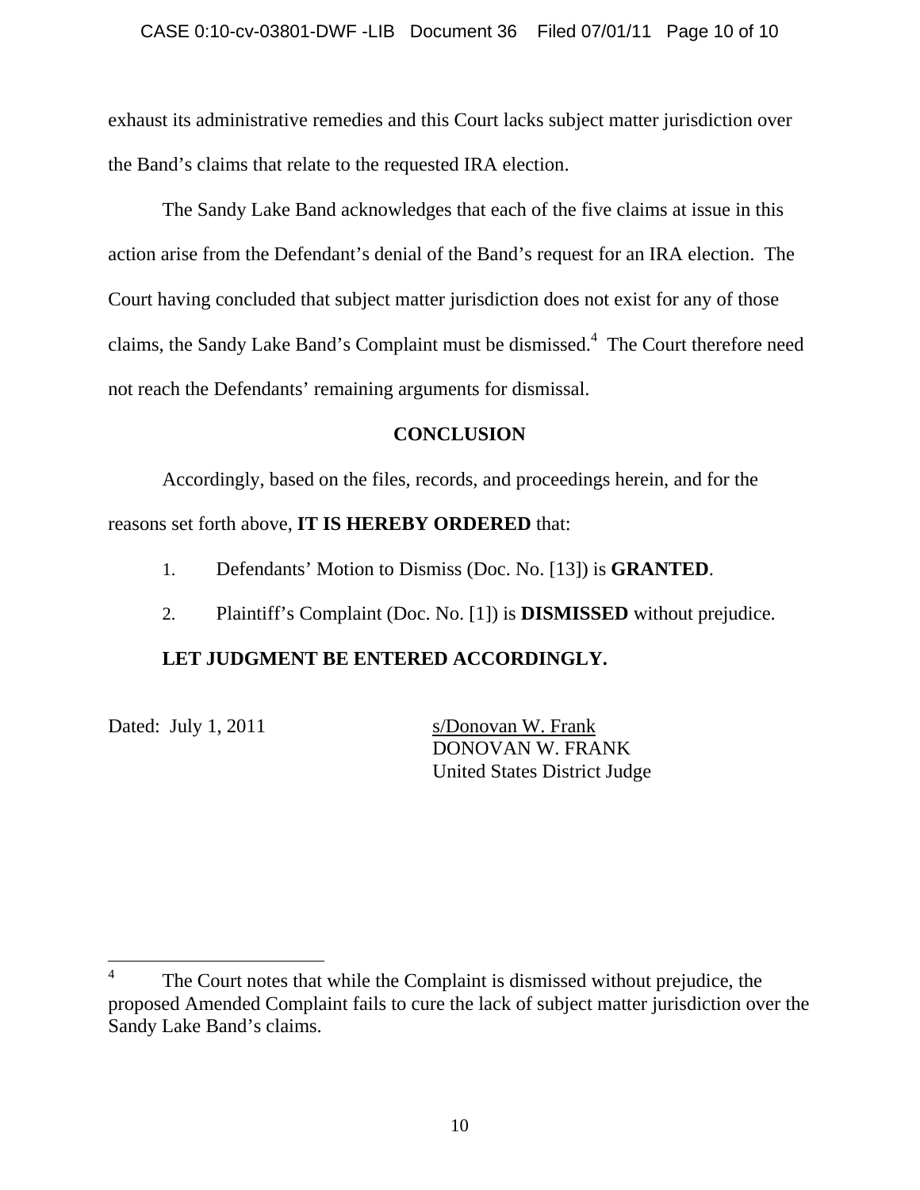exhaust its administrative remedies and this Court lacks subject matter jurisdiction over the Band's claims that relate to the requested IRA election.

The Sandy Lake Band acknowledges that each of the five claims at issue in this action arise from the Defendant's denial of the Band's request for an IRA election. The Court having concluded that subject matter jurisdiction does not exist for any of those claims, the Sandy Lake Band's Complaint must be dismissed.[4] The Court therefore need not reach the Defendants' remaining arguments for dismissal.

## CONCLUSION

Accordingly, based on the files, records, and proceedings herein, and for the reasons set forth above, **IT IS HEREBY ORDERED** that:

1. Defendants' Motion to Dismiss (Doc. No. [13]) is **GRANTED**.

2. Plaintiff's Complaint (Doc. No. [1]) is **DISMISSED** without prejudice.

**LET JUDGMENT BE ENTERED ACCORDINGLY.**

Dated: July 1, 2011

s/Donovan W. Frank
DONOVAN W. FRANK
United States District Judge

---

[4] The Court notes that while the Complaint is dismissed without prejudice, the proposed Amended Complaint fails to cure the lack of subject matter jurisdiction over the Sandy Lake Band's claims.